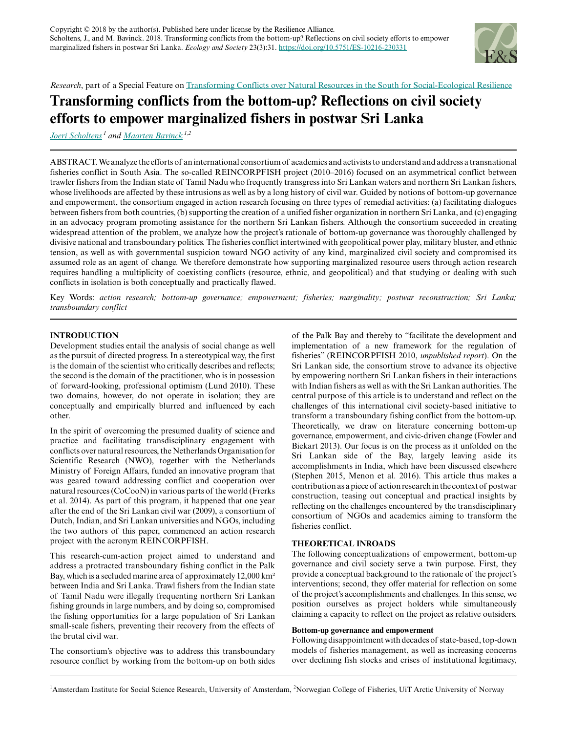Copyright © 2018 by the author(s). Published here under license by the Resilience Alliance.
Scholtens, J., and M. Bavinck. 2018. Transforming conflicts from the bottom-up? Reflections on civil society efforts to empower marginalized fishers in postwar Sri Lanka. *Ecology and Society* 23(3):31. https://doi.org/10.5751/ES-10216-230331

*Research*, part of a Special Feature on Transforming Conflicts over Natural Resources in the South for Social-Ecological Resilience

# Transforming conflicts from the bottom-up? Reflections on civil society efforts to empower marginalized fishers in postwar Sri Lanka

*Joeri Scholtens*[1] and *Maarten Bavinck*[1,2]

ABSTRACT. We analyze the efforts of an international consortium of academics and activists to understand and address a transnational fisheries conflict in South Asia. The so-called REINCORPFISH project (2010–2016) focused on an asymmetrical conflict between trawler fishers from the Indian state of Tamil Nadu who frequently transgress into Sri Lankan waters and northern Sri Lankan fishers, whose livelihoods are affected by these intrusions as well as by a long history of civil war. Guided by notions of bottom-up governance and empowerment, the consortium engaged in action research focusing on three types of remedial activities: (a) facilitating dialogues between fishers from both countries, (b) supporting the creation of a unified fisher organization in northern Sri Lanka, and (c) engaging in an advocacy program promoting assistance for the northern Sri Lankan fishers. Although the consortium succeeded in creating widespread attention of the problem, we analyze how the project's rationale of bottom-up governance was thoroughly challenged by divisive national and transboundary politics. The fisheries conflict intertwined with geopolitical power play, military bluster, and ethnic tension, as well as with governmental suspicion toward NGO activity of any kind, marginalized civil society and compromised its assumed role as an agent of change. We therefore demonstrate how supporting marginalized resource users through action research requires handling a multiplicity of coexisting conflicts (resource, ethnic, and geopolitical) and that studying or dealing with such conflicts in isolation is both conceptually and practically flawed.

Key Words: *action research; bottom-up governance; empowerment; fisheries; marginality; postwar reconstruction; Sri Lanka; transboundary conflict*

## INTRODUCTION

Development studies entail the analysis of social change as well as the pursuit of directed progress. In a stereotypical way, the first is the domain of the scientist who critically describes and reflects; the second is the domain of the practitioner, who is in possession of forward-looking, professional optimism (Lund 2010). These two domains, however, do not operate in isolation; they are conceptually and empirically blurred and influenced by each other.

In the spirit of overcoming the presumed duality of science and practice and facilitating transdisciplinary engagement with conflicts over natural resources, the Netherlands Organisation for Scientific Research (NWO), together with the Netherlands Ministry of Foreign Affairs, funded an innovative program that was geared toward addressing conflict and cooperation over natural resources (CoCooN) in various parts of the world (Frerks et al. 2014). As part of this program, it happened that one year after the end of the Sri Lankan civil war (2009), a consortium of Dutch, Indian, and Sri Lankan universities and NGOs, including the two authors of this paper, commenced an action research project with the acronym REINCORPFISH.

This research-cum-action project aimed to understand and address a protracted transboundary fishing conflict in the Palk Bay, which is a secluded marine area of approximately 12,000 km² between India and Sri Lanka. Trawl fishers from the Indian state of Tamil Nadu were illegally frequenting northern Sri Lankan fishing grounds in large numbers, and by doing so, compromised the fishing opportunities for a large population of Sri Lankan small-scale fishers, preventing their recovery from the effects of the brutal civil war.

The consortium's objective was to address this transboundary resource conflict by working from the bottom-up on both sides of the Palk Bay and thereby to "facilitate the development and implementation of a new framework for the regulation of fisheries" (REINCORPFISH 2010, *unpublished report*). On the Sri Lankan side, the consortium strove to advance its objective by empowering northern Sri Lankan fishers in their interactions with Indian fishers as well as with the Sri Lankan authorities. The central purpose of this article is to understand and reflect on the challenges of this international civil society-based initiative to transform a transboundary fishing conflict from the bottom-up. Theoretically, we draw on literature concerning bottom-up governance, empowerment, and civic-driven change (Fowler and Biekart 2013). Our focus is on the process as it unfolded on the Sri Lankan side of the Bay, largely leaving aside its accomplishments in India, which have been discussed elsewhere (Stephen 2015, Menon et al. 2016). This article thus makes a contribution as a piece of action research in the context of postwar construction, teasing out conceptual and practical insights by reflecting on the challenges encountered by the transdisciplinary consortium of NGOs and academics aiming to transform the fisheries conflict.

## THEORETICAL INROADS

The following conceptualizations of empowerment, bottom-up governance and civil society serve a twin purpose. First, they provide a conceptual background to the rationale of the project's interventions; second, they offer material for reflection on some of the project's accomplishments and challenges. In this sense, we position ourselves as project holders while simultaneously claiming a capacity to reflect on the project as relative outsiders.

### Bottom-up governance and empowerment

Following disappointment with decades of state-based, top-down models of fisheries management, as well as increasing concerns over declining fish stocks and crises of institutional legitimacy,

[1]Amsterdam Institute for Social Science Research, University of Amsterdam, [2]Norwegian College of Fisheries, UiT Arctic University of Norway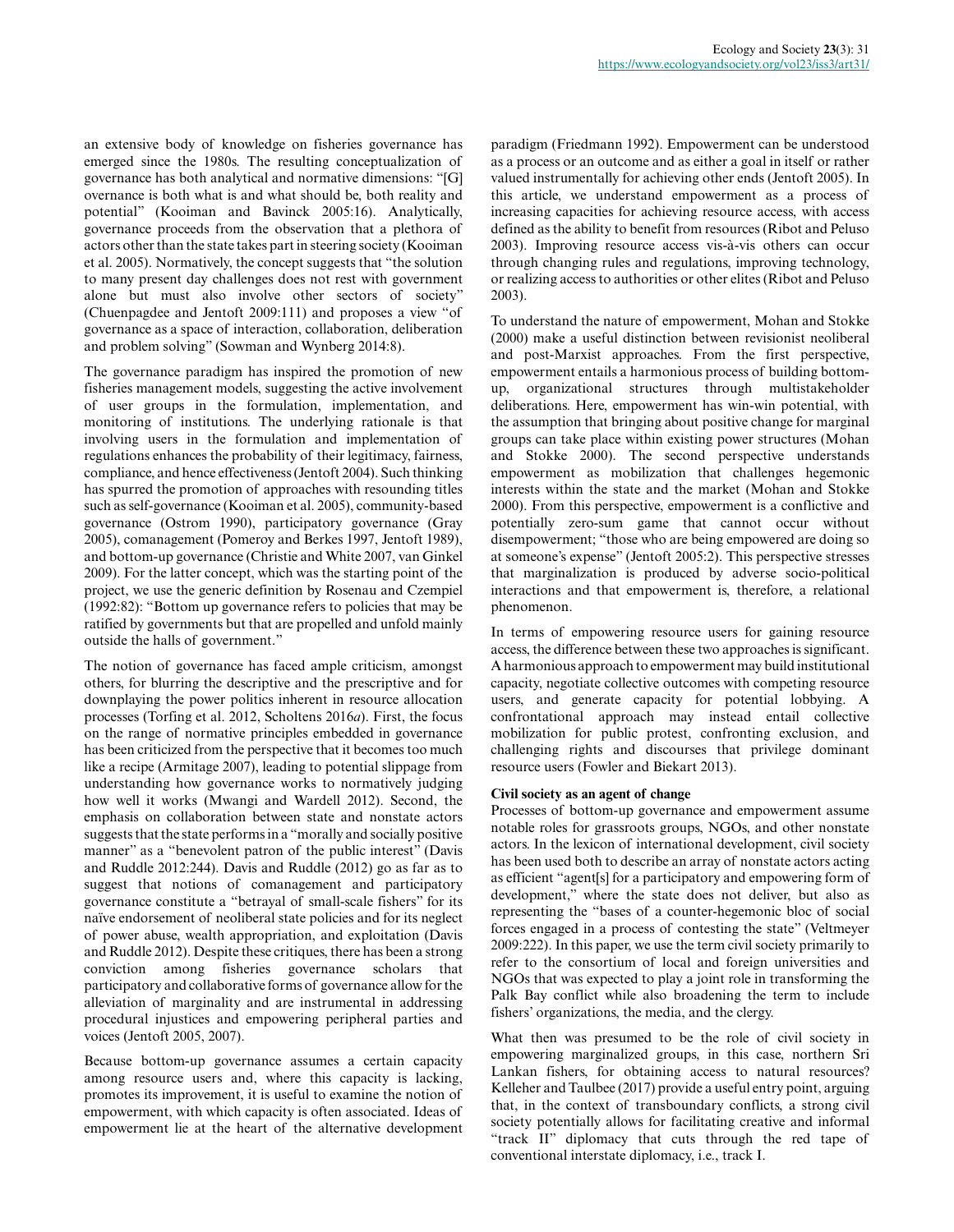an extensive body of knowledge on fisheries governance has emerged since the 1980s. The resulting conceptualization of governance has both analytical and normative dimensions: "[G]overnance is both what is and what should be, both reality and potential" (Kooiman and Bavinck 2005:16). Analytically, governance proceeds from the observation that a plethora of actors other than the state takes part in steering society (Kooiman et al. 2005). Normatively, the concept suggests that "the solution to many present day challenges does not rest with government alone but must also involve other sectors of society" (Chuenpagdee and Jentoft 2009:111) and proposes a view "of governance as a space of interaction, collaboration, deliberation and problem solving" (Sowman and Wynberg 2014:8).

The governance paradigm has inspired the promotion of new fisheries management models, suggesting the active involvement of user groups in the formulation, implementation, and monitoring of institutions. The underlying rationale is that involving users in the formulation and implementation of regulations enhances the probability of their legitimacy, fairness, compliance, and hence effectiveness (Jentoft 2004). Such thinking has spurred the promotion of approaches with resounding titles such as self-governance (Kooiman et al. 2005), community-based governance (Ostrom 1990), participatory governance (Gray 2005), comanagement (Pomeroy and Berkes 1997, Jentoft 1989), and bottom-up governance (Christie and White 2007, van Ginkel 2009). For the latter concept, which was the starting point of the project, we use the generic definition by Rosenau and Czempiel (1992:82): "Bottom up governance refers to policies that may be ratified by governments but that are propelled and unfold mainly outside the halls of government."

The notion of governance has faced ample criticism, amongst others, for blurring the descriptive and the prescriptive and for downplaying the power politics inherent in resource allocation processes (Torfing et al. 2012, Scholtens 2016*a*). First, the focus on the range of normative principles embedded in governance has been criticized from the perspective that it becomes too much like a recipe (Armitage 2007), leading to potential slippage from understanding how governance works to normatively judging how well it works (Mwangi and Wardell 2012). Second, the emphasis on collaboration between state and nonstate actors suggests that the state performs in a "morally and socially positive manner" as a "benevolent patron of the public interest" (Davis and Ruddle 2012:244). Davis and Ruddle (2012) go as far as to suggest that notions of comanagement and participatory governance constitute a "betrayal of small-scale fishers" for its naïve endorsement of neoliberal state policies and for its neglect of power abuse, wealth appropriation, and exploitation (Davis and Ruddle 2012). Despite these critiques, there has been a strong conviction among fisheries governance scholars that participatory and collaborative forms of governance allow for the alleviation of marginality and are instrumental in addressing procedural injustices and empowering peripheral parties and voices (Jentoft 2005, 2007).

Because bottom-up governance assumes a certain capacity among resource users and, where this capacity is lacking, promotes its improvement, it is useful to examine the notion of empowerment, with which capacity is often associated. Ideas of empowerment lie at the heart of the alternative development paradigm (Friedmann 1992). Empowerment can be understood as a process or an outcome and as either a goal in itself or rather valued instrumentally for achieving other ends (Jentoft 2005). In this article, we understand empowerment as a process of increasing capacities for achieving resource access, with access defined as the ability to benefit from resources (Ribot and Peluso 2003). Improving resource access vis-à-vis others can occur through changing rules and regulations, improving technology, or realizing access to authorities or other elites (Ribot and Peluso 2003).

To understand the nature of empowerment, Mohan and Stokke (2000) make a useful distinction between revisionist neoliberal and post-Marxist approaches. From the first perspective, empowerment entails a harmonious process of building bottom-up, organizational structures through multistakeholder deliberations. Here, empowerment has win-win potential, with the assumption that bringing about positive change for marginal groups can take place within existing power structures (Mohan and Stokke 2000). The second perspective understands empowerment as mobilization that challenges hegemonic interests within the state and the market (Mohan and Stokke 2000). From this perspective, empowerment is a conflictive and potentially zero-sum game that cannot occur without disempowerment; "those who are being empowered are doing so at someone's expense" (Jentoft 2005:2). This perspective stresses that marginalization is produced by adverse socio-political interactions and that empowerment is, therefore, a relational phenomenon.

In terms of empowering resource users for gaining resource access, the difference between these two approaches is significant. A harmonious approach to empowerment may build institutional capacity, negotiate collective outcomes with competing resource users, and generate capacity for potential lobbying. A confrontational approach may instead entail collective mobilization for public protest, confronting exclusion, and challenging rights and discourses that privilege dominant resource users (Fowler and Biekart 2013).

**Civil society as an agent of change**

Processes of bottom-up governance and empowerment assume notable roles for grassroots groups, NGOs, and other nonstate actors. In the lexicon of international development, civil society has been used both to describe an array of nonstate actors acting as efficient "agent[s] for a participatory and empowering form of development," where the state does not deliver, but also as representing the "bases of a counter-hegemonic bloc of social forces engaged in a process of contesting the state" (Veltmeyer 2009:222). In this paper, we use the term civil society primarily to refer to the consortium of local and foreign universities and NGOs that was expected to play a joint role in transforming the Palk Bay conflict while also broadening the term to include fishers' organizations, the media, and the clergy.

What then was presumed to be the role of civil society in empowering marginalized groups, in this case, northern Sri Lankan fishers, for obtaining access to natural resources? Kelleher and Taulbee (2017) provide a useful entry point, arguing that, in the context of transboundary conflicts, a strong civil society potentially allows for facilitating creative and informal "track II" diplomacy that cuts through the red tape of conventional interstate diplomacy, i.e., track I.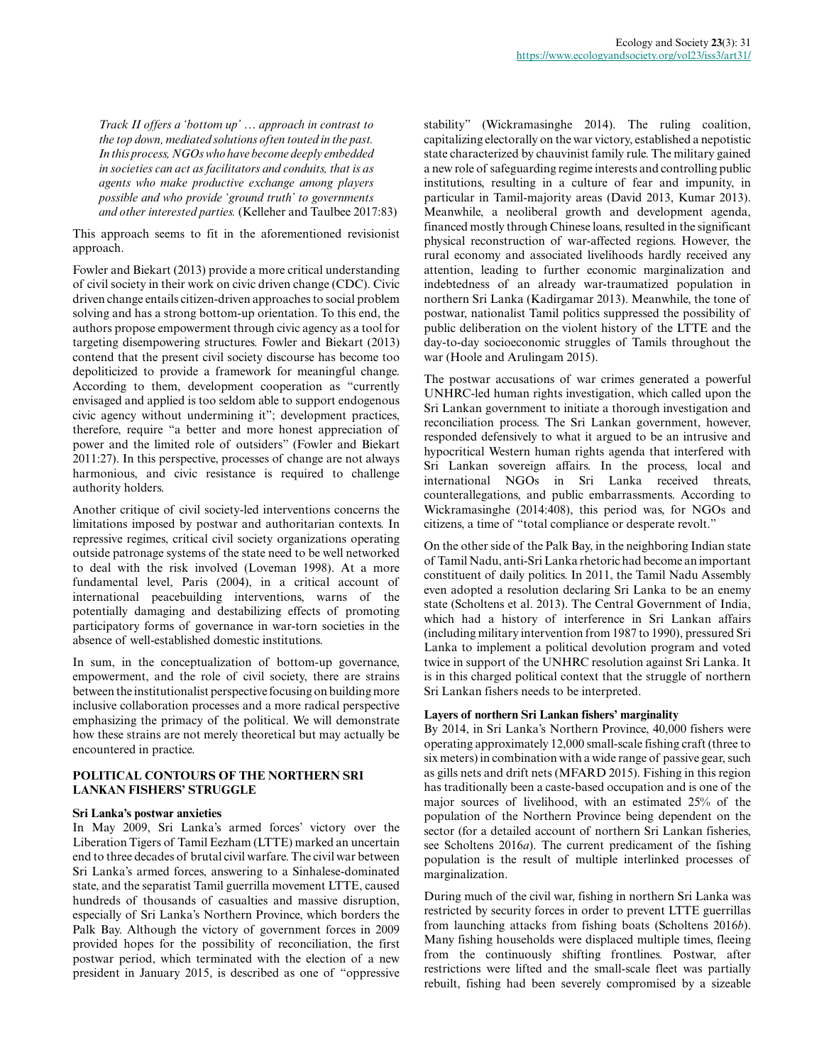*Track II offers a 'bottom up' … approach in contrast to the top down, mediated solutions often touted in the past. In this process, NGOs who have become deeply embedded in societies can act as facilitators and conduits, that is as agents who make productive exchange among players possible and who provide 'ground truth' to governments and other interested parties.* (Kelleher and Taulbee 2017:83)

This approach seems to fit in the aforementioned revisionist approach.

Fowler and Biekart (2013) provide a more critical understanding of civil society in their work on civic driven change (CDC). Civic driven change entails citizen-driven approaches to social problem solving and has a strong bottom-up orientation. To this end, the authors propose empowerment through civic agency as a tool for targeting disempowering structures. Fowler and Biekart (2013) contend that the present civil society discourse has become too depoliticized to provide a framework for meaningful change. According to them, development cooperation as "currently envisaged and applied is too seldom able to support endogenous civic agency without undermining it"; development practices, therefore, require "a better and more honest appreciation of power and the limited role of outsiders" (Fowler and Biekart 2011:27). In this perspective, processes of change are not always harmonious, and civic resistance is required to challenge authority holders.

Another critique of civil society-led interventions concerns the limitations imposed by postwar and authoritarian contexts. In repressive regimes, critical civil society organizations operating outside patronage systems of the state need to be well networked to deal with the risk involved (Loveman 1998). At a more fundamental level, Paris (2004), in a critical account of international peacebuilding interventions, warns of the potentially damaging and destabilizing effects of promoting participatory forms of governance in war-torn societies in the absence of well-established domestic institutions.

In sum, in the conceptualization of bottom-up governance, empowerment, and the role of civil society, there are strains between the institutionalist perspective focusing on building more inclusive collaboration processes and a more radical perspective emphasizing the primacy of the political. We will demonstrate how these strains are not merely theoretical but may actually be encountered in practice.

## POLITICAL CONTOURS OF THE NORTHERN SRI LANKAN FISHERS' STRUGGLE

### Sri Lanka's postwar anxieties

In May 2009, Sri Lanka's armed forces' victory over the Liberation Tigers of Tamil Eezham (LTTE) marked an uncertain end to three decades of brutal civil warfare. The civil war between Sri Lanka's armed forces, answering to a Sinhalese-dominated state, and the separatist Tamil guerrilla movement LTTE, caused hundreds of thousands of casualties and massive disruption, especially of Sri Lanka's Northern Province, which borders the Palk Bay. Although the victory of government forces in 2009 provided hopes for the possibility of reconciliation, the first postwar period, which terminated with the election of a new president in January 2015, is described as one of "oppressive stability" (Wickramasinghe 2014). The ruling coalition, capitalizing electorally on the war victory, established a nepotistic state characterized by chauvinist family rule. The military gained a new role of safeguarding regime interests and controlling public institutions, resulting in a culture of fear and impunity, in particular in Tamil-majority areas (David 2013, Kumar 2013). Meanwhile, a neoliberal growth and development agenda, financed mostly through Chinese loans, resulted in the significant physical reconstruction of war-affected regions. However, the rural economy and associated livelihoods hardly received any attention, leading to further economic marginalization and indebtedness of an already war-traumatized population in northern Sri Lanka (Kadirgamar 2013). Meanwhile, the tone of postwar, nationalist Tamil politics suppressed the possibility of public deliberation on the violent history of the LTTE and the day-to-day socioeconomic struggles of Tamils throughout the war (Hoole and Arulingam 2015).

The postwar accusations of war crimes generated a powerful UNHRC-led human rights investigation, which called upon the Sri Lankan government to initiate a thorough investigation and reconciliation process. The Sri Lankan government, however, responded defensively to what it argued to be an intrusive and hypocritical Western human rights agenda that interfered with Sri Lankan sovereign affairs. In the process, local and international NGOs in Sri Lanka received threats, counterallegations, and public embarrassments. According to Wickramasinghe (2014:408), this period was, for NGOs and citizens, a time of "total compliance or desperate revolt."

On the other side of the Palk Bay, in the neighboring Indian state of Tamil Nadu, anti-Sri Lanka rhetoric had become an important constituent of daily politics. In 2011, the Tamil Nadu Assembly even adopted a resolution declaring Sri Lanka to be an enemy state (Scholtens et al. 2013). The Central Government of India, which had a history of interference in Sri Lankan affairs (including military intervention from 1987 to 1990), pressured Sri Lanka to implement a political devolution program and voted twice in support of the UNHRC resolution against Sri Lanka. It is in this charged political context that the struggle of northern Sri Lankan fishers needs to be interpreted.

### Layers of northern Sri Lankan fishers' marginality

By 2014, in Sri Lanka's Northern Province, 40,000 fishers were operating approximately 12,000 small-scale fishing craft (three to six meters) in combination with a wide range of passive gear, such as gills nets and drift nets (MFARD 2015). Fishing in this region has traditionally been a caste-based occupation and is one of the major sources of livelihood, with an estimated 25% of the population of the Northern Province being dependent on the sector (for a detailed account of northern Sri Lankan fisheries, see Scholtens 2016*a*). The current predicament of the fishing population is the result of multiple interlinked processes of marginalization.

During much of the civil war, fishing in northern Sri Lanka was restricted by security forces in order to prevent LTTE guerrillas from launching attacks from fishing boats (Scholtens 2016*b*). Many fishing households were displaced multiple times, fleeing from the continuously shifting frontlines. Postwar, after restrictions were lifted and the small-scale fleet was partially rebuilt, fishing had been severely compromised by a sizeable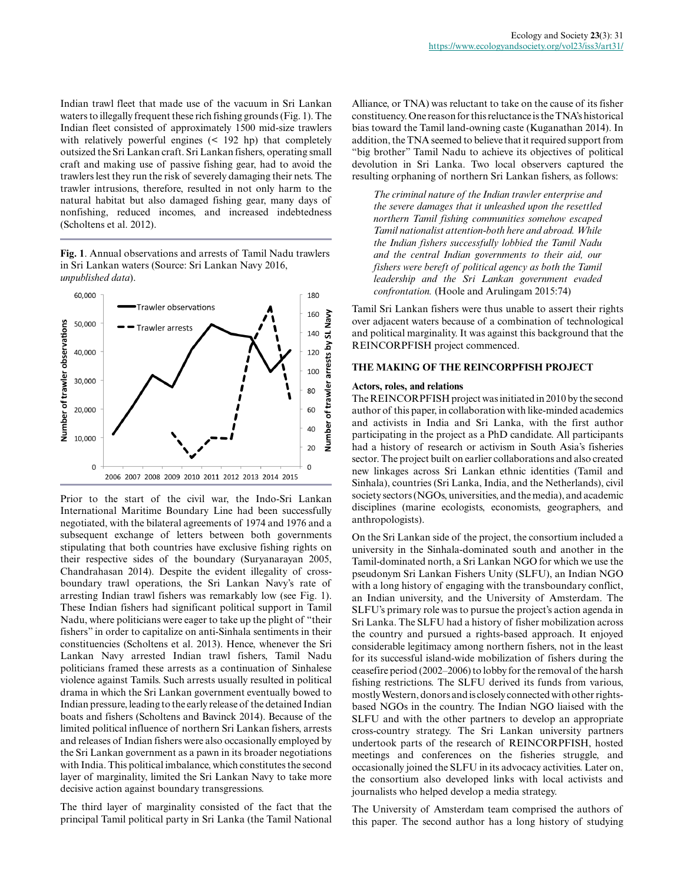Indian trawl fleet that made use of the vacuum in Sri Lankan waters to illegally frequent these rich fishing grounds (Fig. 1). The Indian fleet consisted of approximately 1500 mid-size trawlers with relatively powerful engines (< 192 hp) that completely outsized the Sri Lankan craft. Sri Lankan fishers, operating small craft and making use of passive fishing gear, had to avoid the trawlers lest they run the risk of severely damaging their nets. The trawler intrusions, therefore, resulted in not only harm to the natural habitat but also damaged fishing gear, many days of nonfishing, reduced incomes, and increased indebtedness (Scholtens et al. 2012).

**Fig. 1**. Annual observations and arrests of Tamil Nadu trawlers in Sri Lankan waters (Source: Sri Lankan Navy 2016, *unpublished data*).

Prior to the start of the civil war, the Indo-Sri Lankan International Maritime Boundary Line had been successfully negotiated, with the bilateral agreements of 1974 and 1976 and a subsequent exchange of letters between both governments stipulating that both countries have exclusive fishing rights on their respective sides of the boundary (Suryanarayan 2005, Chandrahasan 2014). Despite the evident illegality of cross-boundary trawl operations, the Sri Lankan Navy's rate of arresting Indian trawl fishers was remarkably low (see Fig. 1). These Indian fishers had significant political support in Tamil Nadu, where politicians were eager to take up the plight of "their fishers" in order to capitalize on anti-Sinhala sentiments in their constituencies (Scholtens et al. 2013). Hence, whenever the Sri Lankan Navy arrested Indian trawl fishers, Tamil Nadu politicians framed these arrests as a continuation of Sinhalese violence against Tamils. Such arrests usually resulted in political drama in which the Sri Lankan government eventually bowed to Indian pressure, leading to the early release of the detained Indian boats and fishers (Scholtens and Bavinck 2014). Because of the limited political influence of northern Sri Lankan fishers, arrests and releases of Indian fishers were also occasionally employed by the Sri Lankan government as a pawn in its broader negotiations with India. This political imbalance, which constitutes the second layer of marginality, limited the Sri Lankan Navy to take more decisive action against boundary transgressions.

The third layer of marginality consisted of the fact that the principal Tamil political party in Sri Lanka (the Tamil National Alliance, or TNA) was reluctant to take on the cause of its fisher constituency. One reason for this reluctance is the TNA's historical bias toward the Tamil land-owning caste (Kuganathan 2014). In addition, the TNA seemed to believe that it required support from "big brother" Tamil Nadu to achieve its objectives of political devolution in Sri Lanka. Two local observers captured the resulting orphaning of northern Sri Lankan fishers, as follows:

> *The criminal nature of the Indian trawler enterprise and the severe damages that it unleashed upon the resettled northern Tamil fishing communities somehow escaped Tamil nationalist attention-both here and abroad. While the Indian fishers successfully lobbied the Tamil Nadu and the central Indian governments to their aid, our fishers were bereft of political agency as both the Tamil leadership and the Sri Lankan government evaded confrontation.* (Hoole and Arulingam 2015:74)

Tamil Sri Lankan fishers were thus unable to assert their rights over adjacent waters because of a combination of technological and political marginality. It was against this background that the REINCORPFISH project commenced.

## THE MAKING OF THE REINCORPFISH PROJECT

### Actors, roles, and relations

The REINCORPFISH project was initiated in 2010 by the second author of this paper, in collaboration with like-minded academics and activists in India and Sri Lanka, with the first author participating in the project as a PhD candidate. All participants had a history of research or activism in South Asia's fisheries sector. The project built on earlier collaborations and also created new linkages across Sri Lankan ethnic identities (Tamil and Sinhala), countries (Sri Lanka, India, and the Netherlands), civil society sectors (NGOs, universities, and the media), and academic disciplines (marine ecologists, economists, geographers, and anthropologists).

On the Sri Lankan side of the project, the consortium included a university in the Sinhala-dominated south and another in the Tamil-dominated north, a Sri Lankan NGO for which we use the pseudonym Sri Lankan Fishers Unity (SLFU), an Indian NGO with a long history of engaging with the transboundary conflict, an Indian university, and the University of Amsterdam. The SLFU's primary role was to pursue the project's action agenda in Sri Lanka. The SLFU had a history of fisher mobilization across the country and pursued a rights-based approach. It enjoyed considerable legitimacy among northern fishers, not in the least for its successful island-wide mobilization of fishers during the ceasefire period (2002–2006) to lobby for the removal of the harsh fishing restrictions. The SLFU derived its funds from various, mostly Western, donors and is closely connected with other rights-based NGOs in the country. The Indian NGO liaised with the SLFU and with the other partners to develop an appropriate cross-country strategy. The Sri Lankan university partners undertook parts of the research of REINCORPFISH, hosted meetings and conferences on the fisheries struggle, and occasionally joined the SLFU in its advocacy activities. Later on, the consortium also developed links with local activists and journalists who helped develop a media strategy.

The University of Amsterdam team comprised the authors of this paper. The second author has a long history of studying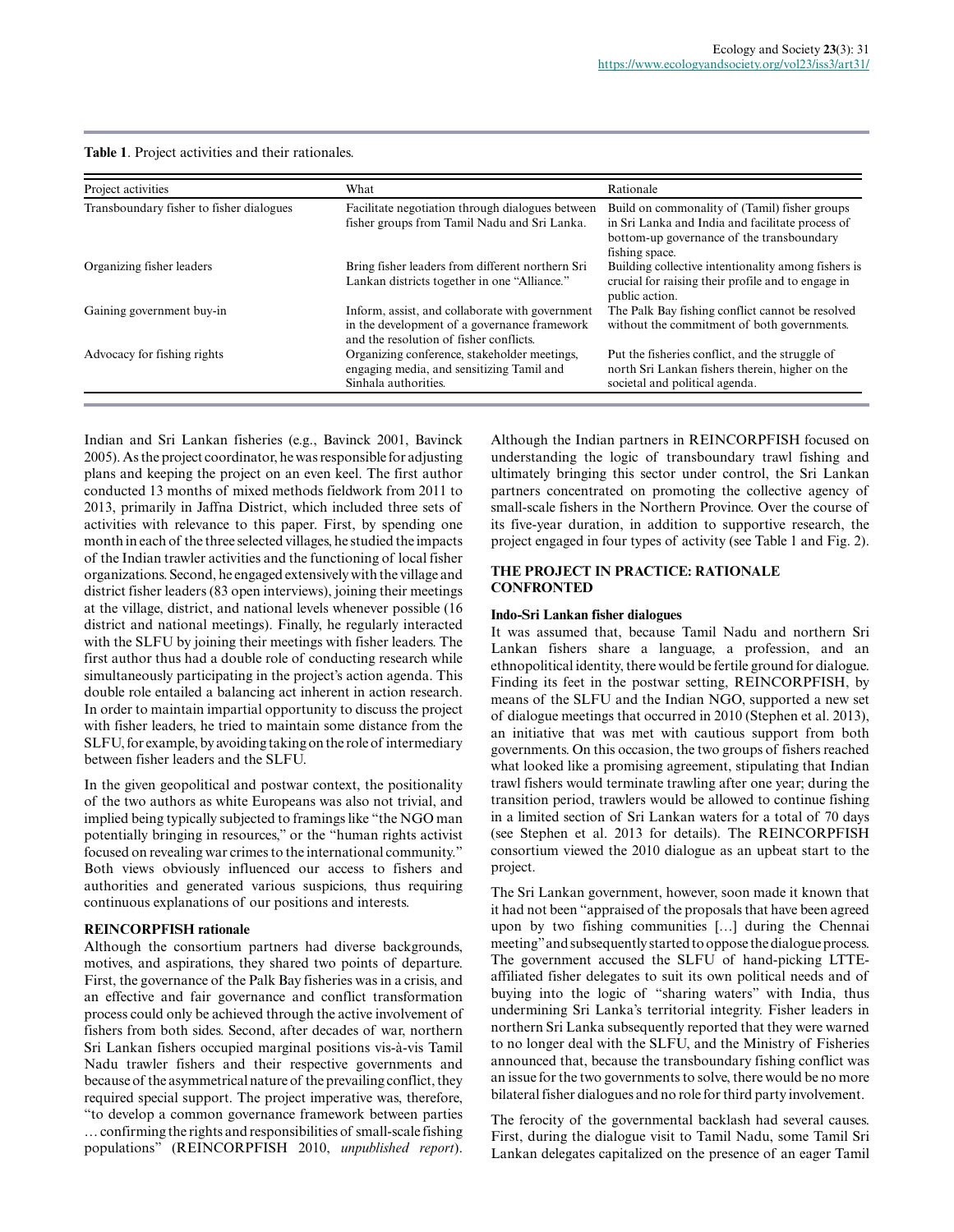**Table 1**. Project activities and their rationales.

| Project activities | What | Rationale |
|---|---|---|
| Transboundary fisher to fisher dialogues | Facilitate negotiation through dialogues between fisher groups from Tamil Nadu and Sri Lanka. | Build on commonality of (Tamil) fisher groups in Sri Lanka and India and facilitate process of bottom-up governance of the transboundary fishing space. |
| Organizing fisher leaders | Bring fisher leaders from different northern Sri Lankan districts together in one "Alliance." | Building collective intentionality among fishers is crucial for raising their profile and to engage in public action. |
| Gaining government buy-in | Inform, assist, and collaborate with government in the development of a governance framework and the resolution of fisher conflicts. | The Palk Bay fishing conflict cannot be resolved without the commitment of both governments. |
| Advocacy for fishing rights | Organizing conference, stakeholder meetings, engaging media, and sensitizing Tamil and Sinhala authorities. | Put the fisheries conflict, and the struggle of north Sri Lankan fishers therein, higher on the societal and political agenda. |

Indian and Sri Lankan fisheries (e.g., Bavinck 2001, Bavinck 2005). As the project coordinator, he was responsible for adjusting plans and keeping the project on an even keel. The first author conducted 13 months of mixed methods fieldwork from 2011 to 2013, primarily in Jaffna District, which included three sets of activities with relevance to this paper. First, by spending one month in each of the three selected villages, he studied the impacts of the Indian trawler activities and the functioning of local fisher organizations. Second, he engaged extensively with the village and district fisher leaders (83 open interviews), joining their meetings at the village, district, and national levels whenever possible (16 district and national meetings). Finally, he regularly interacted with the SLFU by joining their meetings with fisher leaders. The first author thus had a double role of conducting research while simultaneously participating in the project's action agenda. This double role entailed a balancing act inherent in action research. In order to maintain impartial opportunity to discuss the project with fisher leaders, he tried to maintain some distance from the SLFU, for example, by avoiding taking on the role of intermediary between fisher leaders and the SLFU.

In the given geopolitical and postwar context, the positionality of the two authors as white Europeans was also not trivial, and implied being typically subjected to framings like "the NGO man potentially bringing in resources," or the "human rights activist focused on revealing war crimes to the international community." Both views obviously influenced our access to fishers and authorities and generated various suspicions, thus requiring continuous explanations of our positions and interests.

### REINCORPFISH rationale

Although the consortium partners had diverse backgrounds, motives, and aspirations, they shared two points of departure. First, the governance of the Palk Bay fisheries was in a crisis, and an effective and fair governance and conflict transformation process could only be achieved through the active involvement of fishers from both sides. Second, after decades of war, northern Sri Lankan fishers occupied marginal positions vis-à-vis Tamil Nadu trawler fishers and their respective governments and because of the asymmetrical nature of the prevailing conflict, they required special support. The project imperative was, therefore, "to develop a common governance framework between parties … confirming the rights and responsibilities of small-scale fishing populations" (REINCORPFISH 2010, *unpublished report*). Although the Indian partners in REINCORPFISH focused on understanding the logic of transboundary trawl fishing and ultimately bringing this sector under control, the Sri Lankan partners concentrated on promoting the collective agency of small-scale fishers in the Northern Province. Over the course of its five-year duration, in addition to supportive research, the project engaged in four types of activity (see Table 1 and Fig. 2).

## THE PROJECT IN PRACTICE: RATIONALE CONFRONTED

### Indo-Sri Lankan fisher dialogues

It was assumed that, because Tamil Nadu and northern Sri Lankan fishers share a language, a profession, and an ethnopolitical identity, there would be fertile ground for dialogue. Finding its feet in the postwar setting, REINCORPFISH, by means of the SLFU and the Indian NGO, supported a new set of dialogue meetings that occurred in 2010 (Stephen et al. 2013), an initiative that was met with cautious support from both governments. On this occasion, the two groups of fishers reached what looked like a promising agreement, stipulating that Indian trawl fishers would terminate trawling after one year; during the transition period, trawlers would be allowed to continue fishing in a limited section of Sri Lankan waters for a total of 70 days (see Stephen et al. 2013 for details). The REINCORPFISH consortium viewed the 2010 dialogue as an upbeat start to the project.

The Sri Lankan government, however, soon made it known that it had not been "appraised of the proposals that have been agreed upon by two fishing communities […] during the Chennai meeting" and subsequently started to oppose the dialogue process. The government accused the SLFU of hand-picking LTTE-affiliated fisher delegates to suit its own political needs and of buying into the logic of "sharing waters" with India, thus undermining Sri Lanka's territorial integrity. Fisher leaders in northern Sri Lanka subsequently reported that they were warned to no longer deal with the SLFU, and the Ministry of Fisheries announced that, because the transboundary fishing conflict was an issue for the two governments to solve, there would be no more bilateral fisher dialogues and no role for third party involvement.

The ferocity of the governmental backlash had several causes. First, during the dialogue visit to Tamil Nadu, some Tamil Sri Lankan delegates capitalized on the presence of an eager Tamil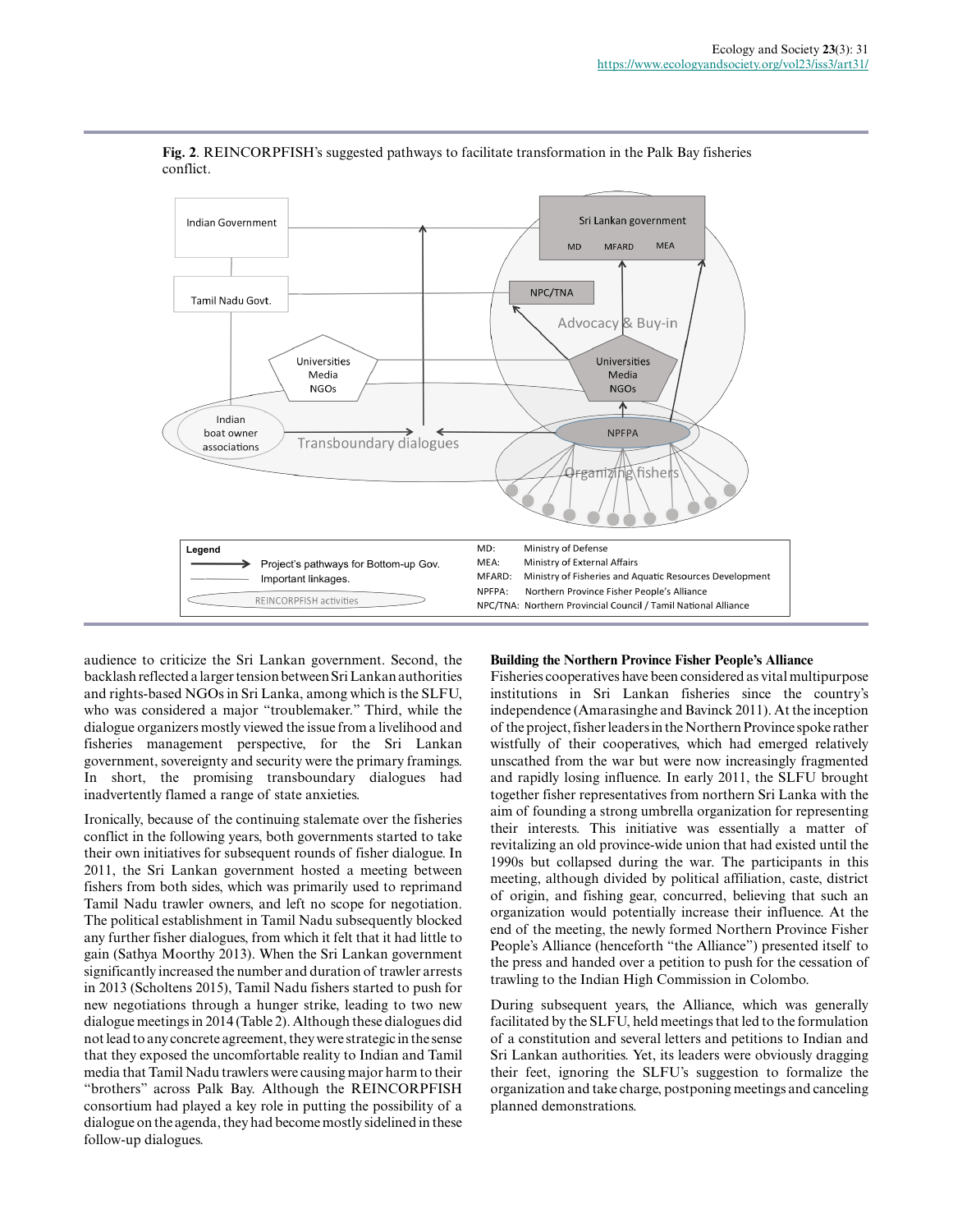**Fig. 2**. REINCORPFISH's suggested pathways to facilitate transformation in the Palk Bay fisheries conflict.

audience to criticize the Sri Lankan government. Second, the backlash reflected a larger tension between Sri Lankan authorities and rights-based NGOs in Sri Lanka, among which is the SLFU, who was considered a major "troublemaker." Third, while the dialogue organizers mostly viewed the issue from a livelihood and fisheries management perspective, for the Sri Lankan government, sovereignty and security were the primary framings. In short, the promising transboundary dialogues had inadvertently flamed a range of state anxieties.

Ironically, because of the continuing stalemate over the fisheries conflict in the following years, both governments started to take their own initiatives for subsequent rounds of fisher dialogue. In 2011, the Sri Lankan government hosted a meeting between fishers from both sides, which was primarily used to reprimand Tamil Nadu trawler owners, and left no scope for negotiation. The political establishment in Tamil Nadu subsequently blocked any further fisher dialogues, from which it felt that it had little to gain (Sathya Moorthy 2013). When the Sri Lankan government significantly increased the number and duration of trawler arrests in 2013 (Scholtens 2015), Tamil Nadu fishers started to push for new negotiations through a hunger strike, leading to two new dialogue meetings in 2014 (Table 2). Although these dialogues did not lead to any concrete agreement, they were strategic in the sense that they exposed the uncomfortable reality to Indian and Tamil media that Tamil Nadu trawlers were causing major harm to their "brothers" across Palk Bay. Although the REINCORPFISH consortium had played a key role in putting the possibility of a dialogue on the agenda, they had become mostly sidelined in these follow-up dialogues.

### Building the Northern Province Fisher People's Alliance

Fisheries cooperatives have been considered as vital multipurpose institutions in Sri Lankan fisheries since the country's independence (Amarasinghe and Bavinck 2011). At the inception of the project, fisher leaders in the Northern Province spoke rather wistfully of their cooperatives, which had emerged relatively unscathed from the war but were now increasingly fragmented and rapidly losing influence. In early 2011, the SLFU brought together fisher representatives from northern Sri Lanka with the aim of founding a strong umbrella organization for representing their interests. This initiative was essentially a matter of revitalizing an old province-wide union that had existed until the 1990s but collapsed during the war. The participants in this meeting, although divided by political affiliation, caste, district of origin, and fishing gear, concurred, believing that such an organization would potentially increase their influence. At the end of the meeting, the newly formed Northern Province Fisher People's Alliance (henceforth "the Alliance") presented itself to the press and handed over a petition to push for the cessation of trawling to the Indian High Commission in Colombo.

During subsequent years, the Alliance, which was generally facilitated by the SLFU, held meetings that led to the formulation of a constitution and several letters and petitions to Indian and Sri Lankan authorities. Yet, its leaders were obviously dragging their feet, ignoring the SLFU's suggestion to formalize the organization and take charge, postponing meetings and canceling planned demonstrations.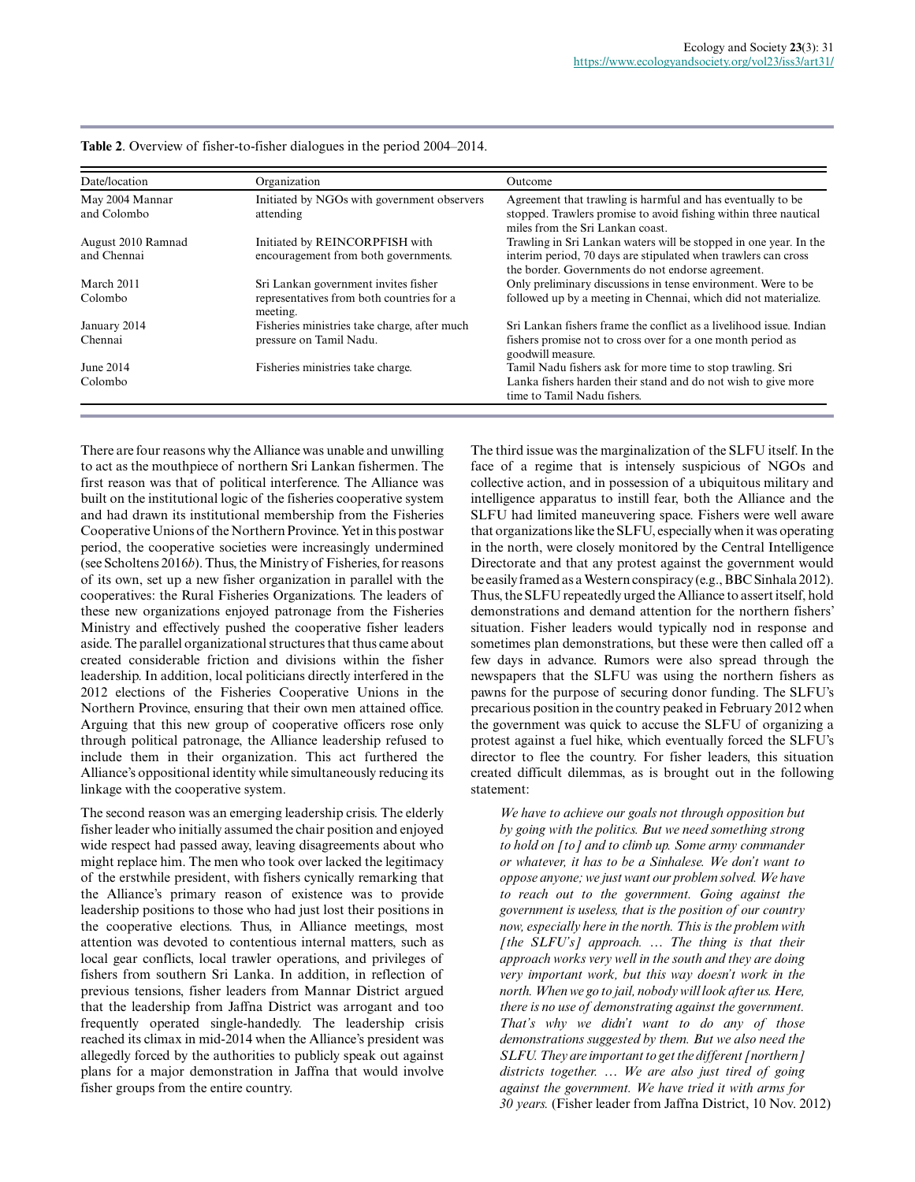**Table 2**. Overview of fisher-to-fisher dialogues in the period 2004–2014.

| Date/location | Organization | Outcome |
|---|---|---|
| May 2004 Mannar and Colombo | Initiated by NGOs with government observers attending | Agreement that trawling is harmful and has eventually to be stopped. Trawlers promise to avoid fishing within three nautical miles from the Sri Lankan coast. |
| August 2010 Ramnad and Chennai | Initiated by REINCORPFISH with encouragement from both governments. | Trawling in Sri Lankan waters will be stopped in one year. In the interim period, 70 days are stipulated when trawlers can cross the border. Governments do not endorse agreement. |
| March 2011 Colombo | Sri Lankan government invites fisher representatives from both countries for a meeting. | Only preliminary discussions in tense environment. Were to be followed up by a meeting in Chennai, which did not materialize. |
| January 2014 Chennai | Fisheries ministries take charge, after much pressure on Tamil Nadu. | Sri Lankan fishers frame the conflict as a livelihood issue. Indian fishers promise not to cross over for a one month period as goodwill measure. |
| June 2014 Colombo | Fisheries ministries take charge. | Tamil Nadu fishers ask for more time to stop trawling. Sri Lanka fishers harden their stand and do not wish to give more time to Tamil Nadu fishers. |

There are four reasons why the Alliance was unable and unwilling to act as the mouthpiece of northern Sri Lankan fishermen. The first reason was that of political interference. The Alliance was built on the institutional logic of the fisheries cooperative system and had drawn its institutional membership from the Fisheries Cooperative Unions of the Northern Province. Yet in this postwar period, the cooperative societies were increasingly undermined (see Scholtens 2016*b*). Thus, the Ministry of Fisheries, for reasons of its own, set up a new fisher organization in parallel with the cooperatives: the Rural Fisheries Organizations. The leaders of these new organizations enjoyed patronage from the Fisheries Ministry and effectively pushed the cooperative fisher leaders aside. The parallel organizational structures that thus came about created considerable friction and divisions within the fisher leadership. In addition, local politicians directly interfered in the 2012 elections of the Fisheries Cooperative Unions in the Northern Province, ensuring that their own men attained office. Arguing that this new group of cooperative officers rose only through political patronage, the Alliance leadership refused to include them in their organization. This act furthered the Alliance's oppositional identity while simultaneously reducing its linkage with the cooperative system.

The second reason was an emerging leadership crisis. The elderly fisher leader who initially assumed the chair position and enjoyed wide respect had passed away, leaving disagreements about who might replace him. The men who took over lacked the legitimacy of the erstwhile president, with fishers cynically remarking that the Alliance's primary reason of existence was to provide leadership positions to those who had just lost their positions in the cooperative elections. Thus, in Alliance meetings, most attention was devoted to contentious internal matters, such as local gear conflicts, local trawler operations, and privileges of fishers from southern Sri Lanka. In addition, in reflection of previous tensions, fisher leaders from Mannar District argued that the leadership from Jaffna District was arrogant and too frequently operated single-handedly. The leadership crisis reached its climax in mid-2014 when the Alliance's president was allegedly forced by the authorities to publicly speak out against plans for a major demonstration in Jaffna that would involve fisher groups from the entire country.

The third issue was the marginalization of the SLFU itself. In the face of a regime that is intensely suspicious of NGOs and collective action, and in possession of a ubiquitous military and intelligence apparatus to instill fear, both the Alliance and the SLFU had limited maneuvering space. Fishers were well aware that organizations like the SLFU, especially when it was operating in the north, were closely monitored by the Central Intelligence Directorate and that any protest against the government would be easily framed as a Western conspiracy (e.g., BBC Sinhala 2012). Thus, the SLFU repeatedly urged the Alliance to assert itself, hold demonstrations and demand attention for the northern fishers' situation. Fisher leaders would typically nod in response and sometimes plan demonstrations, but these were then called off a few days in advance. Rumors were also spread through the newspapers that the SLFU was using the northern fishers as pawns for the purpose of securing donor funding. The SLFU's precarious position in the country peaked in February 2012 when the government was quick to accuse the SLFU of organizing a protest against a fuel hike, which eventually forced the SLFU's director to flee the country. For fisher leaders, this situation created difficult dilemmas, as is brought out in the following statement:

> *We have to achieve our goals not through opposition but by going with the politics. But we need something strong to hold on [to] and to climb up. Some army commander or whatever, it has to be a Sinhalese. We don't want to oppose anyone; we just want our problem solved. We have to reach out to the government. Going against the government is useless, that is the position of our country now, especially here in the north. This is the problem with [the SLFU's] approach. … The thing is that their approach works very well in the south and they are doing very important work, but this way doesn't work in the north. When we go to jail, nobody will look after us. Here, there is no use of demonstrating against the government. That's why we didn't want to do any of those demonstrations suggested by them. But we also need the SLFU. They are important to get the different [northern] districts together. … We are also just tired of going against the government. We have tried it with arms for 30 years.* (Fisher leader from Jaffna District, 10 Nov. 2012)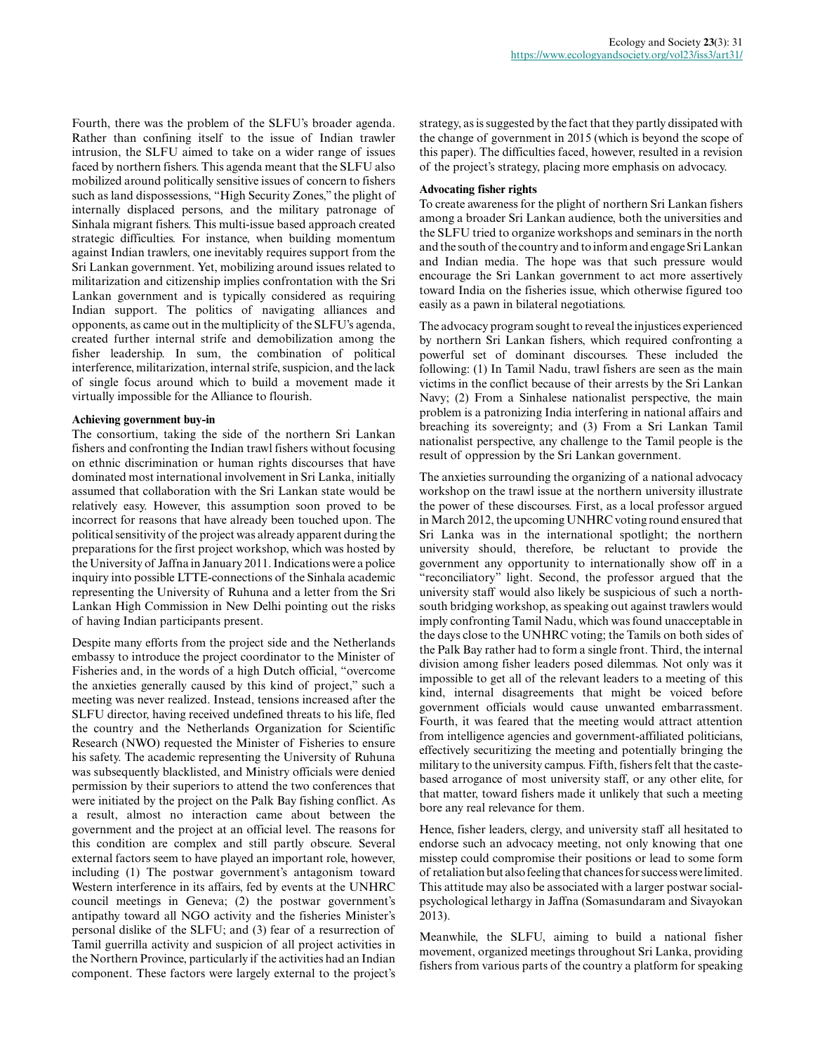Fourth, there was the problem of the SLFU's broader agenda. Rather than confining itself to the issue of Indian trawler intrusion, the SLFU aimed to take on a wider range of issues faced by northern fishers. This agenda meant that the SLFU also mobilized around politically sensitive issues of concern to fishers such as land dispossessions, "High Security Zones," the plight of internally displaced persons, and the military patronage of Sinhala migrant fishers. This multi-issue based approach created strategic difficulties. For instance, when building momentum against Indian trawlers, one inevitably requires support from the Sri Lankan government. Yet, mobilizing around issues related to militarization and citizenship implies confrontation with the Sri Lankan government and is typically considered as requiring Indian support. The politics of navigating alliances and opponents, as came out in the multiplicity of the SLFU's agenda, created further internal strife and demobilization among the fisher leadership. In sum, the combination of political interference, militarization, internal strife, suspicion, and the lack of single focus around which to build a movement made it virtually impossible for the Alliance to flourish.

### Achieving government buy-in

The consortium, taking the side of the northern Sri Lankan fishers and confronting the Indian trawl fishers without focusing on ethnic discrimination or human rights discourses that have dominated most international involvement in Sri Lanka, initially assumed that collaboration with the Sri Lankan state would be relatively easy. However, this assumption soon proved to be incorrect for reasons that have already been touched upon. The political sensitivity of the project was already apparent during the preparations for the first project workshop, which was hosted by the University of Jaffna in January 2011. Indications were a police inquiry into possible LTTE-connections of the Sinhala academic representing the University of Ruhuna and a letter from the Sri Lankan High Commission in New Delhi pointing out the risks of having Indian participants present.

Despite many efforts from the project side and the Netherlands embassy to introduce the project coordinator to the Minister of Fisheries and, in the words of a high Dutch official, "overcome the anxieties generally caused by this kind of project," such a meeting was never realized. Instead, tensions increased after the SLFU director, having received undefined threats to his life, fled the country and the Netherlands Organization for Scientific Research (NWO) requested the Minister of Fisheries to ensure his safety. The academic representing the University of Ruhuna was subsequently blacklisted, and Ministry officials were denied permission by their superiors to attend the two conferences that were initiated by the project on the Palk Bay fishing conflict. As a result, almost no interaction came about between the government and the project at an official level. The reasons for this condition are complex and still partly obscure. Several external factors seem to have played an important role, however, including (1) The postwar government's antagonism toward Western interference in its affairs, fed by events at the UNHRC council meetings in Geneva; (2) the postwar government's antipathy toward all NGO activity and the fisheries Minister's personal dislike of the SLFU; and (3) fear of a resurrection of Tamil guerrilla activity and suspicion of all project activities in the Northern Province, particularly if the activities had an Indian component. These factors were largely external to the project's strategy, as is suggested by the fact that they partly dissipated with the change of government in 2015 (which is beyond the scope of this paper). The difficulties faced, however, resulted in a revision of the project's strategy, placing more emphasis on advocacy.

### Advocating fisher rights

To create awareness for the plight of northern Sri Lankan fishers among a broader Sri Lankan audience, both the universities and the SLFU tried to organize workshops and seminars in the north and the south of the country and to inform and engage Sri Lankan and Indian media. The hope was that such pressure would encourage the Sri Lankan government to act more assertively toward India on the fisheries issue, which otherwise figured too easily as a pawn in bilateral negotiations.

The advocacy program sought to reveal the injustices experienced by northern Sri Lankan fishers, which required confronting a powerful set of dominant discourses. These included the following: (1) In Tamil Nadu, trawl fishers are seen as the main victims in the conflict because of their arrests by the Sri Lankan Navy; (2) From a Sinhalese nationalist perspective, the main problem is a patronizing India interfering in national affairs and breaching its sovereignty; and (3) From a Sri Lankan Tamil nationalist perspective, any challenge to the Tamil people is the result of oppression by the Sri Lankan government.

The anxieties surrounding the organizing of a national advocacy workshop on the trawl issue at the northern university illustrate the power of these discourses. First, as a local professor argued in March 2012, the upcoming UNHRC voting round ensured that Sri Lanka was in the international spotlight; the northern university should, therefore, be reluctant to provide the government any opportunity to internationally show off in a "reconciliatory" light. Second, the professor argued that the university staff would also likely be suspicious of such a north-south bridging workshop, as speaking out against trawlers would imply confronting Tamil Nadu, which was found unacceptable in the days close to the UNHRC voting; the Tamils on both sides of the Palk Bay rather had to form a single front. Third, the internal division among fisher leaders posed dilemmas. Not only was it impossible to get all of the relevant leaders to a meeting of this kind, internal disagreements that might be voiced before government officials would cause unwanted embarrassment. Fourth, it was feared that the meeting would attract attention from intelligence agencies and government-affiliated politicians, effectively securitizing the meeting and potentially bringing the military to the university campus. Fifth, fishers felt that the caste-based arrogance of most university staff, or any other elite, for that matter, toward fishers made it unlikely that such a meeting bore any real relevance for them.

Hence, fisher leaders, clergy, and university staff all hesitated to endorse such an advocacy meeting, not only knowing that one misstep could compromise their positions or lead to some form of retaliation but also feeling that chances for success were limited. This attitude may also be associated with a larger postwar social-psychological lethargy in Jaffna (Somasundaram and Sivayokan 2013).

Meanwhile, the SLFU, aiming to build a national fisher movement, organized meetings throughout Sri Lanka, providing fishers from various parts of the country a platform for speaking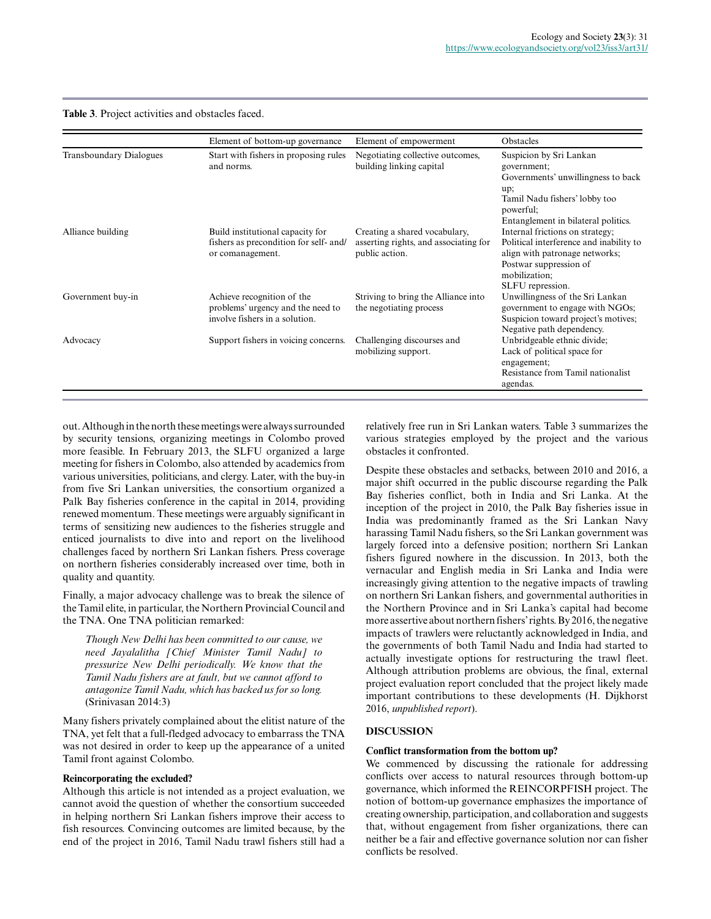**Table 3**. Project activities and obstacles faced.

| | Element of bottom-up governance | Element of empowerment | Obstacles |
|---|---|---|---|
| Transboundary Dialogues | Start with fishers in proposing rules and norms. | Negotiating collective outcomes, building linking capital | Suspicion by Sri Lankan government; Governments' unwillingness to back up; Tamil Nadu fishers' lobby too powerful; Entanglement in bilateral politics. |
| Alliance building | Build institutional capacity for fishers as precondition for self- and/or comanagement. | Creating a shared vocabulary, asserting rights, and associating for public action. | Internal frictions on strategy; Political interference and inability to align with patronage networks; Postwar suppression of mobilization; SLFU repression. |
| Government buy-in | Achieve recognition of the problems' urgency and the need to involve fishers in a solution. | Striving to bring the Alliance into the negotiating process | Unwillingness of the Sri Lankan government to engage with NGOs; Suspicion toward project's motives; Negative path dependency. |
| Advocacy | Support fishers in voicing concerns. | Challenging discourses and mobilizing support. | Unbridgeable ethnic divide; Lack of political space for engagement; Resistance from Tamil nationalist agendas. |

out. Although in the north these meetings were always surrounded by security tensions, organizing meetings in Colombo proved more feasible. In February 2013, the SLFU organized a large meeting for fishers in Colombo, also attended by academics from various universities, politicians, and clergy. Later, with the buy-in from five Sri Lankan universities, the consortium organized a Palk Bay fisheries conference in the capital in 2014, providing renewed momentum. These meetings were arguably significant in terms of sensitizing new audiences to the fisheries struggle and enticed journalists to dive into and report on the livelihood challenges faced by northern Sri Lankan fishers. Press coverage on northern fisheries considerably increased over time, both in quality and quantity.

Finally, a major advocacy challenge was to break the silence of the Tamil elite, in particular, the Northern Provincial Council and the TNA. One TNA politician remarked:

> *Though New Delhi has been committed to our cause, we need Jayalalitha [Chief Minister Tamil Nadu] to pressurize New Delhi periodically. We know that the Tamil Nadu fishers are at fault, but we cannot afford to antagonize Tamil Nadu, which has backed us for so long.* (Srinivasan 2014:3)

Many fishers privately complained about the elitist nature of the TNA, yet felt that a full-fledged advocacy to embarrass the TNA was not desired in order to keep up the appearance of a united Tamil front against Colombo.

### Reincorporating the excluded?

Although this article is not intended as a project evaluation, we cannot avoid the question of whether the consortium succeeded in helping northern Sri Lankan fishers improve their access to fish resources. Convincing outcomes are limited because, by the end of the project in 2016, Tamil Nadu trawl fishers still had a relatively free run in Sri Lankan waters. Table 3 summarizes the various strategies employed by the project and the various obstacles it confronted.

Despite these obstacles and setbacks, between 2010 and 2016, a major shift occurred in the public discourse regarding the Palk Bay fisheries conflict, both in India and Sri Lanka. At the inception of the project in 2010, the Palk Bay fisheries issue in India was predominantly framed as the Sri Lankan Navy harassing Tamil Nadu fishers, so the Sri Lankan government was largely forced into a defensive position; northern Sri Lankan fishers figured nowhere in the discussion. In 2013, both the vernacular and English media in Sri Lanka and India were increasingly giving attention to the negative impacts of trawling on northern Sri Lankan fishers, and governmental authorities in the Northern Province and in Sri Lanka's capital had become more assertive about northern fishers' rights. By 2016, the negative impacts of trawlers were reluctantly acknowledged in India, and the governments of both Tamil Nadu and India had started to actually investigate options for restructuring the trawl fleet. Although attribution problems are obvious, the final, external project evaluation report concluded that the project likely made important contributions to these developments (H. Dijkhorst 2016, *unpublished report*).

## DISCUSSION

### Conflict transformation from the bottom up?

We commenced by discussing the rationale for addressing conflicts over access to natural resources through bottom-up governance, which informed the REINCORPFISH project. The notion of bottom-up governance emphasizes the importance of creating ownership, participation, and collaboration and suggests that, without engagement from fisher organizations, there can neither be a fair and effective governance solution nor can fisher conflicts be resolved.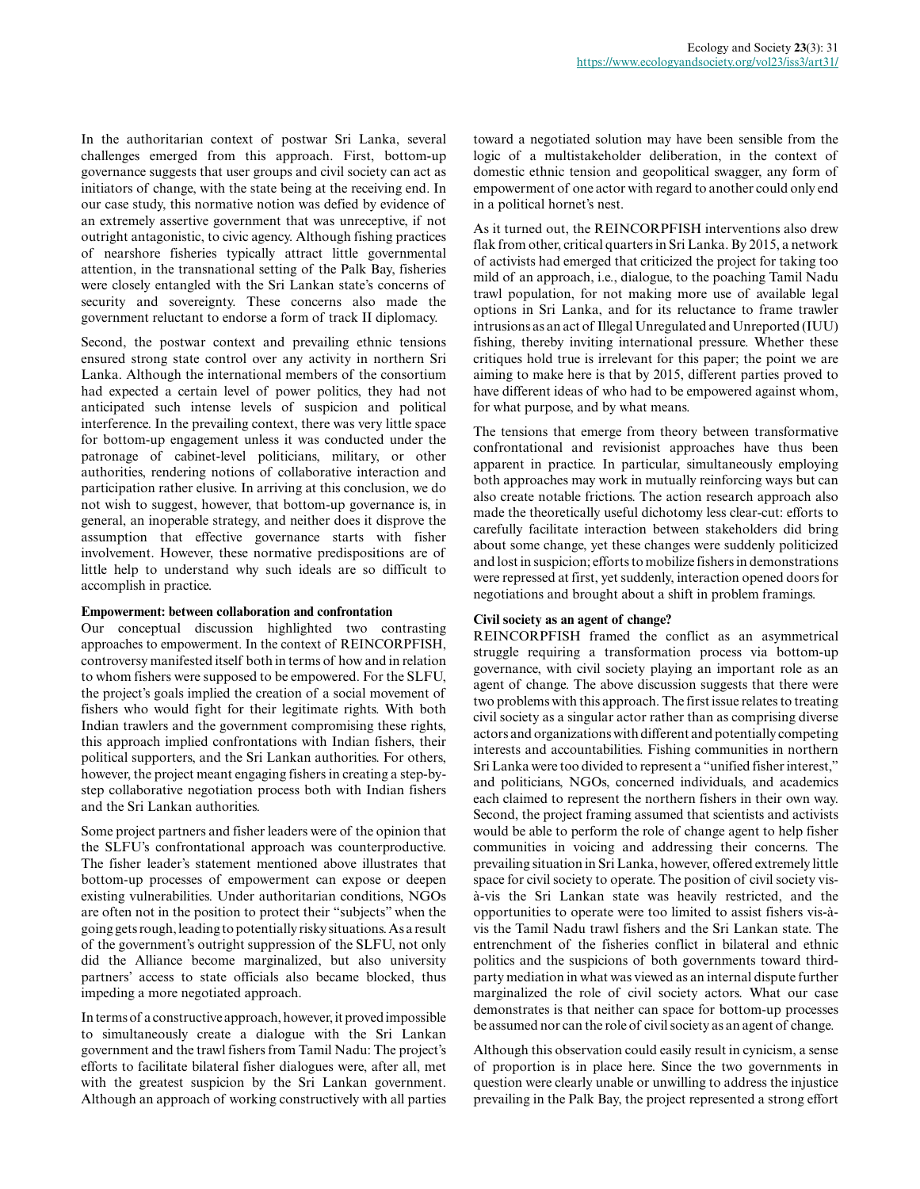In the authoritarian context of postwar Sri Lanka, several challenges emerged from this approach. First, bottom-up governance suggests that user groups and civil society can act as initiators of change, with the state being at the receiving end. In our case study, this normative notion was defied by evidence of an extremely assertive government that was unreceptive, if not outright antagonistic, to civic agency. Although fishing practices of nearshore fisheries typically attract little governmental attention, in the transnational setting of the Palk Bay, fisheries were closely entangled with the Sri Lankan state's concerns of security and sovereignty. These concerns also made the government reluctant to endorse a form of track II diplomacy.

Second, the postwar context and prevailing ethnic tensions ensured strong state control over any activity in northern Sri Lanka. Although the international members of the consortium had expected a certain level of power politics, they had not anticipated such intense levels of suspicion and political interference. In the prevailing context, there was very little space for bottom-up engagement unless it was conducted under the patronage of cabinet-level politicians, military, or other authorities, rendering notions of collaborative interaction and participation rather elusive. In arriving at this conclusion, we do not wish to suggest, however, that bottom-up governance is, in general, an inoperable strategy, and neither does it disprove the assumption that effective governance starts with fisher involvement. However, these normative predispositions are of little help to understand why such ideals are so difficult to accomplish in practice.

### Empowerment: between collaboration and confrontation

Our conceptual discussion highlighted two contrasting approaches to empowerment. In the context of REINCORPFISH, controversy manifested itself both in terms of how and in relation to whom fishers were supposed to be empowered. For the SLFU, the project's goals implied the creation of a social movement of fishers who would fight for their legitimate rights. With both Indian trawlers and the government compromising these rights, this approach implied confrontations with Indian fishers, their political supporters, and the Sri Lankan authorities. For others, however, the project meant engaging fishers in creating a step-by-step collaborative negotiation process both with Indian fishers and the Sri Lankan authorities.

Some project partners and fisher leaders were of the opinion that the SLFU's confrontational approach was counterproductive. The fisher leader's statement mentioned above illustrates that bottom-up processes of empowerment can expose or deepen existing vulnerabilities. Under authoritarian conditions, NGOs are often not in the position to protect their "subjects" when the going gets rough, leading to potentially risky situations. As a result of the government's outright suppression of the SLFU, not only did the Alliance become marginalized, but also university partners' access to state officials also became blocked, thus impeding a more negotiated approach.

In terms of a constructive approach, however, it proved impossible to simultaneously create a dialogue with the Sri Lankan government and the trawl fishers from Tamil Nadu: The project's efforts to facilitate bilateral fisher dialogues were, after all, met with the greatest suspicion by the Sri Lankan government. Although an approach of working constructively with all parties toward a negotiated solution may have been sensible from the logic of a multistakeholder deliberation, in the context of domestic ethnic tension and geopolitical swagger, any form of empowerment of one actor with regard to another could only end in a political hornet's nest.

As it turned out, the REINCORPFISH interventions also drew flak from other, critical quarters in Sri Lanka. By 2015, a network of activists had emerged that criticized the project for taking too mild of an approach, i.e., dialogue, to the poaching Tamil Nadu trawl population, for not making more use of available legal options in Sri Lanka, and for its reluctance to frame trawler intrusions as an act of Illegal Unregulated and Unreported (IUU) fishing, thereby inviting international pressure. Whether these critiques hold true is irrelevant for this paper; the point we are aiming to make here is that by 2015, different parties proved to have different ideas of who had to be empowered against whom, for what purpose, and by what means.

The tensions that emerge from theory between transformative confrontational and revisionist approaches have thus been apparent in practice. In particular, simultaneously employing both approaches may work in mutually reinforcing ways but can also create notable frictions. The action research approach also made the theoretically useful dichotomy less clear-cut: efforts to carefully facilitate interaction between stakeholders did bring about some change, yet these changes were suddenly politicized and lost in suspicion; efforts to mobilize fishers in demonstrations were repressed at first, yet suddenly, interaction opened doors for negotiations and brought about a shift in problem framings.

### Civil society as an agent of change?

REINCORPFISH framed the conflict as an asymmetrical struggle requiring a transformation process via bottom-up governance, with civil society playing an important role as an agent of change. The above discussion suggests that there were two problems with this approach. The first issue relates to treating civil society as a singular actor rather than as comprising diverse actors and organizations with different and potentially competing interests and accountabilities. Fishing communities in northern Sri Lanka were too divided to represent a "unified fisher interest," and politicians, NGOs, concerned individuals, and academics each claimed to represent the northern fishers in their own way. Second, the project framing assumed that scientists and activists would be able to perform the role of change agent to help fisher communities in voicing and addressing their concerns. The prevailing situation in Sri Lanka, however, offered extremely little space for civil society to operate. The position of civil society vis-à-vis the Sri Lankan state was heavily restricted, and the opportunities to operate were too limited to assist fishers vis-à-vis the Tamil Nadu trawl fishers and the Sri Lankan state. The entrenchment of the fisheries conflict in bilateral and ethnic politics and the suspicions of both governments toward third-party mediation in what was viewed as an internal dispute further marginalized the role of civil society actors. What our case demonstrates is that neither can space for bottom-up processes be assumed nor can the role of civil society as an agent of change.

Although this observation could easily result in cynicism, a sense of proportion is in place here. Since the two governments in question were clearly unable or unwilling to address the injustice prevailing in the Palk Bay, the project represented a strong effort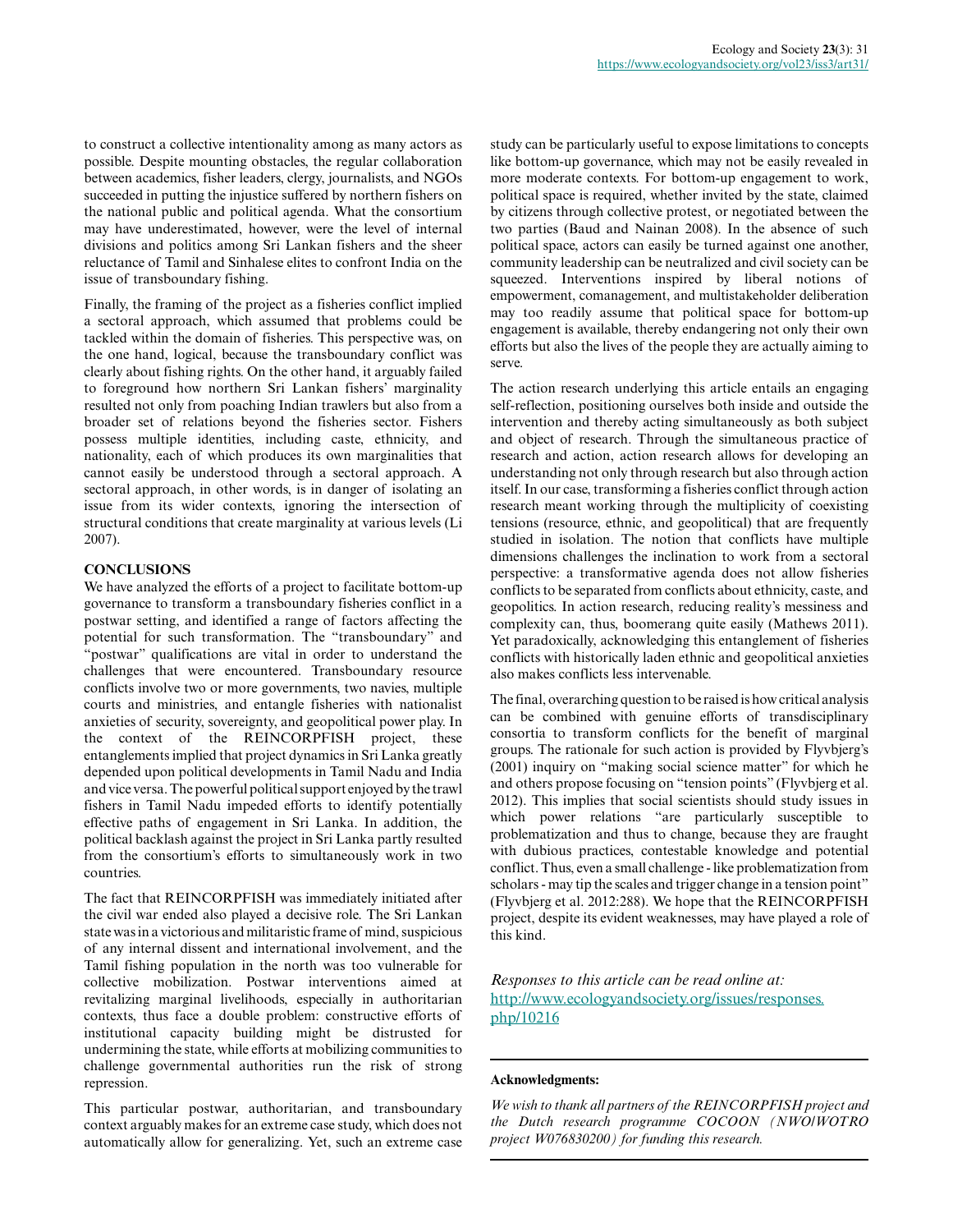to construct a collective intentionality among as many actors as possible. Despite mounting obstacles, the regular collaboration between academics, fisher leaders, clergy, journalists, and NGOs succeeded in putting the injustice suffered by northern fishers on the national public and political agenda. What the consortium may have underestimated, however, were the level of internal divisions and politics among Sri Lankan fishers and the sheer reluctance of Tamil and Sinhalese elites to confront India on the issue of transboundary fishing.

Finally, the framing of the project as a fisheries conflict implied a sectoral approach, which assumed that problems could be tackled within the domain of fisheries. This perspective was, on the one hand, logical, because the transboundary conflict was clearly about fishing rights. On the other hand, it arguably failed to foreground how northern Sri Lankan fishers' marginality resulted not only from poaching Indian trawlers but also from a broader set of relations beyond the fisheries sector. Fishers possess multiple identities, including caste, ethnicity, and nationality, each of which produces its own marginalities that cannot easily be understood through a sectoral approach. A sectoral approach, in other words, is in danger of isolating an issue from its wider contexts, ignoring the intersection of structural conditions that create marginality at various levels (Li 2007).

## CONCLUSIONS

We have analyzed the efforts of a project to facilitate bottom-up governance to transform a transboundary fisheries conflict in a postwar setting, and identified a range of factors affecting the potential for such transformation. The "transboundary" and "postwar" qualifications are vital in order to understand the challenges that were encountered. Transboundary resource conflicts involve two or more governments, two navies, multiple courts and ministries, and entangle fisheries with nationalist anxieties of security, sovereignty, and geopolitical power play. In the context of the REINCORPFISH project, these entanglements implied that project dynamics in Sri Lanka greatly depended upon political developments in Tamil Nadu and India and vice versa. The powerful political support enjoyed by the trawl fishers in Tamil Nadu impeded efforts to identify potentially effective paths of engagement in Sri Lanka. In addition, the political backlash against the project in Sri Lanka partly resulted from the consortium's efforts to simultaneously work in two countries.

The fact that REINCORPFISH was immediately initiated after the civil war ended also played a decisive role. The Sri Lankan state was in a victorious and militaristic frame of mind, suspicious of any internal dissent and international involvement, and the Tamil fishing population in the north was too vulnerable for collective mobilization. Postwar interventions aimed at revitalizing marginal livelihoods, especially in authoritarian contexts, thus face a double problem: constructive efforts of institutional capacity building might be distrusted for undermining the state, while efforts at mobilizing communities to challenge governmental authorities run the risk of strong repression.

This particular postwar, authoritarian, and transboundary context arguably makes for an extreme case study, which does not automatically allow for generalizing. Yet, such an extreme case study can be particularly useful to expose limitations to concepts like bottom-up governance, which may not be easily revealed in more moderate contexts. For bottom-up engagement to work, political space is required, whether invited by the state, claimed by citizens through collective protest, or negotiated between the two parties (Baud and Nainan 2008). In the absence of such political space, actors can easily be turned against one another, community leadership can be neutralized and civil society can be squeezed. Interventions inspired by liberal notions of empowerment, comanagement, and multistakeholder deliberation may too readily assume that political space for bottom-up engagement is available, thereby endangering not only their own efforts but also the lives of the people they are actually aiming to serve.

The action research underlying this article entails an engaging self-reflection, positioning ourselves both inside and outside the intervention and thereby acting simultaneously as both subject and object of research. Through the simultaneous practice of research and action, action research allows for developing an understanding not only through research but also through action itself. In our case, transforming a fisheries conflict through action research meant working through the multiplicity of coexisting tensions (resource, ethnic, and geopolitical) that are frequently studied in isolation. The notion that conflicts have multiple dimensions challenges the inclination to work from a sectoral perspective: a transformative agenda does not allow fisheries conflicts to be separated from conflicts about ethnicity, caste, and geopolitics. In action research, reducing reality's messiness and complexity can, thus, boomerang quite easily (Mathews 2011). Yet paradoxically, acknowledging this entanglement of fisheries conflicts with historically laden ethnic and geopolitical anxieties also makes conflicts less intervenable.

The final, overarching question to be raised is how critical analysis can be combined with genuine efforts of transdisciplinary consortia to transform conflicts for the benefit of marginal groups. The rationale for such action is provided by Flyvbjerg's (2001) inquiry on "making social science matter" for which he and others propose focusing on "tension points" (Flyvbjerg et al. 2012). This implies that social scientists should study issues in which power relations "are particularly susceptible to problematization and thus to change, because they are fraught with dubious practices, contestable knowledge and potential conflict. Thus, even a small challenge - like problematization from scholars - may tip the scales and trigger change in a tension point" (Flyvbjerg et al. 2012:288). We hope that the REINCORPFISH project, despite its evident weaknesses, may have played a role of this kind.

*Responses to this article can be read online at:*
[http://www.ecologyandsociety.org/issues/responses.php/10216](http://www.ecologyandsociety.org/issues/responses.php/10216)

---

**Acknowledgments:**

*We wish to thank all partners of the REINCORPFISH project and the Dutch research programme COCOON (NWO/WOTRO project W076830200) for funding this research.*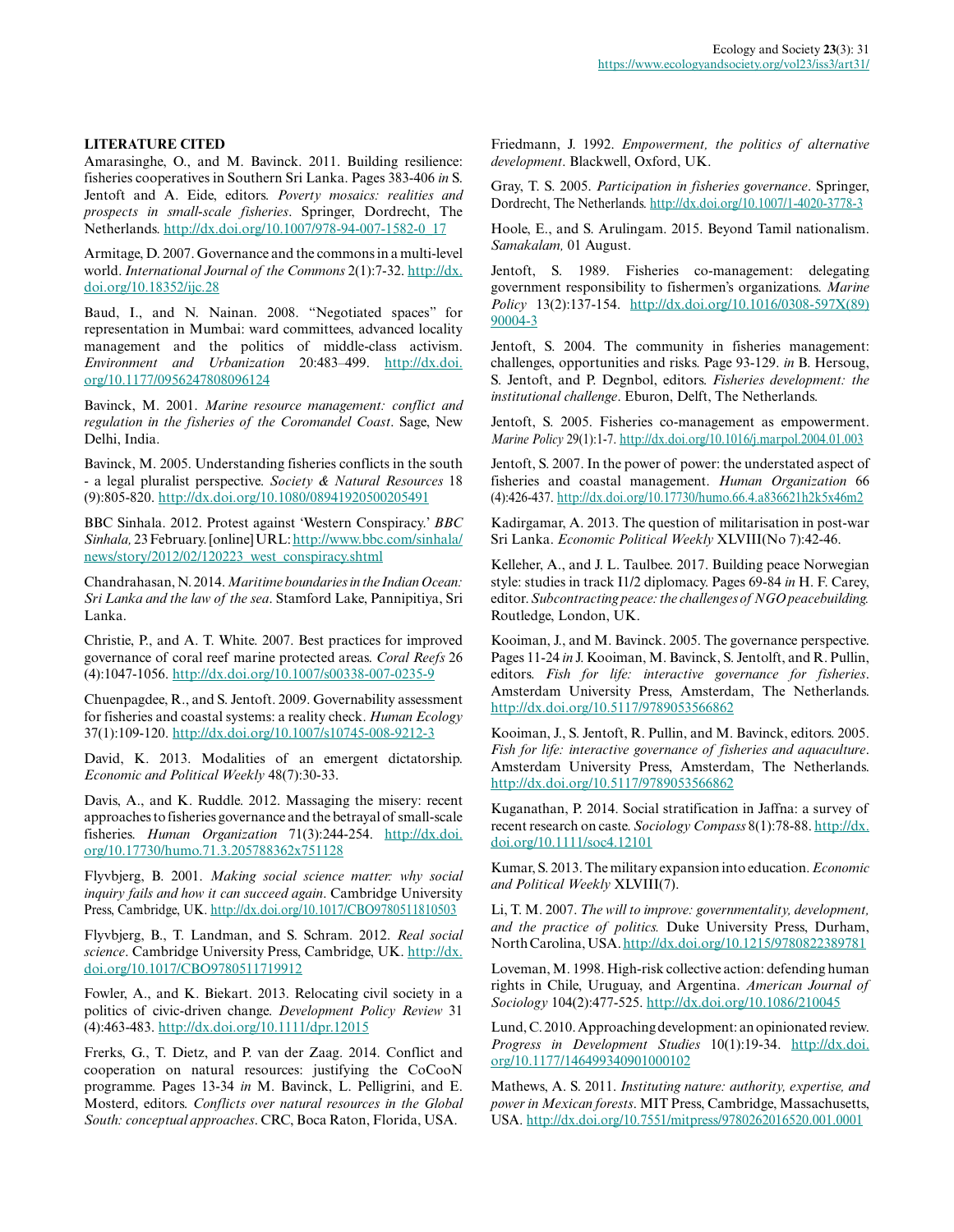## LITERATURE CITED

Amarasinghe, O., and M. Bavinck. 2011. Building resilience: fisheries cooperatives in Southern Sri Lanka. Pages 383-406 *in* S. Jentoft and A. Eide, editors. *Poverty mosaics: realities and prospects in small-scale fisheries*. Springer, Dordrecht, The Netherlands. http://dx.doi.org/10.1007/978-94-007-1582-0_17

Armitage, D. 2007. Governance and the commons in a multi-level world. *International Journal of the Commons* 2(1):7-32. http://dx.doi.org/10.18352/ijc.28

Baud, I., and N. Nainan. 2008. "Negotiated spaces" for representation in Mumbai: ward committees, advanced locality management and the politics of middle-class activism. *Environment and Urbanization* 20:483–499. http://dx.doi.org/10.1177/0956247808096124

Bavinck, M. 2001. *Marine resource management: conflict and regulation in the fisheries of the Coromandel Coast*. Sage, New Delhi, India.

Bavinck, M. 2005. Understanding fisheries conflicts in the south - a legal pluralist perspective. *Society & Natural Resources* 18 (9):805-820. http://dx.doi.org/10.1080/08941920500205491

BBC Sinhala. 2012. Protest against 'Western Conspiracy.' *BBC Sinhala,* 23 February. [online] URL: http://www.bbc.com/sinhala/news/story/2012/02/120223_west_conspiracy.shtml

Chandrahasan, N. 2014. *Maritime boundaries in the Indian Ocean: Sri Lanka and the law of the sea*. Stamford Lake, Pannipitiya, Sri Lanka.

Christie, P., and A. T. White. 2007. Best practices for improved governance of coral reef marine protected areas. *Coral Reefs* 26 (4):1047-1056. http://dx.doi.org/10.1007/s00338-007-0235-9

Chuenpagdee, R., and S. Jentoft. 2009. Governability assessment for fisheries and coastal systems: a reality check. *Human Ecology* 37(1):109-120. http://dx.doi.org/10.1007/s10745-008-9212-3

David, K. 2013. Modalities of an emergent dictatorship. *Economic and Political Weekly* 48(7):30-33.

Davis, A., and K. Ruddle. 2012. Massaging the misery: recent approaches to fisheries governance and the betrayal of small-scale fisheries. *Human Organization* 71(3):244-254. http://dx.doi.org/10.17730/humo.71.3.205788362x751128

Flyvbjerg, B. 2001. *Making social science matter: why social inquiry fails and how it can succeed again*. Cambridge University Press, Cambridge, UK. http://dx.doi.org/10.1017/CBO9780511810503

Flyvbjerg, B., T. Landman, and S. Schram. 2012. *Real social science*. Cambridge University Press, Cambridge, UK. http://dx.doi.org/10.1017/CBO9780511719912

Fowler, A., and K. Biekart. 2013. Relocating civil society in a politics of civic-driven change. *Development Policy Review* 31 (4):463-483. http://dx.doi.org/10.1111/dpr.12015

Frerks, G., T. Dietz, and P. van der Zaag. 2014. Conflict and cooperation on natural resources: justifying the CoCooN programme. Pages 13-34 *in* M. Bavinck, L. Pelligrini, and E. Mosterd, editors. *Conflicts over natural resources in the Global South: conceptual approaches*. CRC, Boca Raton, Florida, USA.

Friedmann, J. 1992. *Empowerment, the politics of alternative development*. Blackwell, Oxford, UK.

Gray, T. S. 2005. *Participation in fisheries governance*. Springer, Dordrecht, The Netherlands. http://dx.doi.org/10.1007/1-4020-3778-3

Hoole, E., and S. Arulingam. 2015. Beyond Tamil nationalism. *Samakalam,* 01 August.

Jentoft, S. 1989. Fisheries co-management: delegating government responsibility to fishermen's organizations. *Marine Policy* 13(2):137-154. http://dx.doi.org/10.1016/0308-597X(89)90004-3

Jentoft, S. 2004. The community in fisheries management: challenges, opportunities and risks. Page 93-129. *in* B. Hersoug, S. Jentoft, and P. Degnbol, editors. *Fisheries development: the institutional challenge*. Eburon, Delft, The Netherlands.

Jentoft, S. 2005. Fisheries co-management as empowerment. *Marine Policy* 29(1):1-7. http://dx.doi.org/10.1016/j.marpol.2004.01.003

Jentoft, S. 2007. In the power of power: the understated aspect of fisheries and coastal management. *Human Organization* 66 (4):426-437. http://dx.doi.org/10.17730/humo.66.4.a836621h2k5x46m2

Kadirgamar, A. 2013. The question of militarisation in post-war Sri Lanka. *Economic Political Weekly* XLVIII(No 7):42-46.

Kelleher, A., and J. L. Taulbee. 2017. Building peace Norwegian style: studies in track I1/2 diplomacy. Pages 69-84 *in* H. F. Carey, editor. *Subcontracting peace: the challenges of NGO peacebuilding.* Routledge, London, UK.

Kooiman, J., and M. Bavinck. 2005. The governance perspective. Pages 11-24 *in* J. Kooiman, M. Bavinck, S. Jentolft, and R. Pullin, editors. *Fish for life: interactive governance for fisheries*. Amsterdam University Press, Amsterdam, The Netherlands. http://dx.doi.org/10.5117/9789053566862

Kooiman, J., S. Jentoft, R. Pullin, and M. Bavinck, editors. 2005. *Fish for life: interactive governance of fisheries and aquaculture*. Amsterdam University Press, Amsterdam, The Netherlands. http://dx.doi.org/10.5117/9789053566862

Kuganathan, P. 2014. Social stratification in Jaffna: a survey of recent research on caste. *Sociology Compass* 8(1):78-88. http://dx.doi.org/10.1111/soc4.12101

Kumar, S. 2013. The military expansion into education. *Economic and Political Weekly* XLVIII(7).

Li, T. M. 2007. *The will to improve: governmentality, development, and the practice of politics.* Duke University Press, Durham, North Carolina, USA. http://dx.doi.org/10.1215/9780822389781

Loveman, M. 1998. High-risk collective action: defending human rights in Chile, Uruguay, and Argentina. *American Journal of Sociology* 104(2):477-525. http://dx.doi.org/10.1086/210045

Lund, C. 2010. Approaching development: an opinionated review. *Progress in Development Studies* 10(1):19-34. http://dx.doi.org/10.1177/146499340901000102

Mathews, A. S. 2011. *Instituting nature: authority, expertise, and power in Mexican forests*. MIT Press, Cambridge, Massachusetts, USA. http://dx.doi.org/10.7551/mitpress/9780262016520.001.0001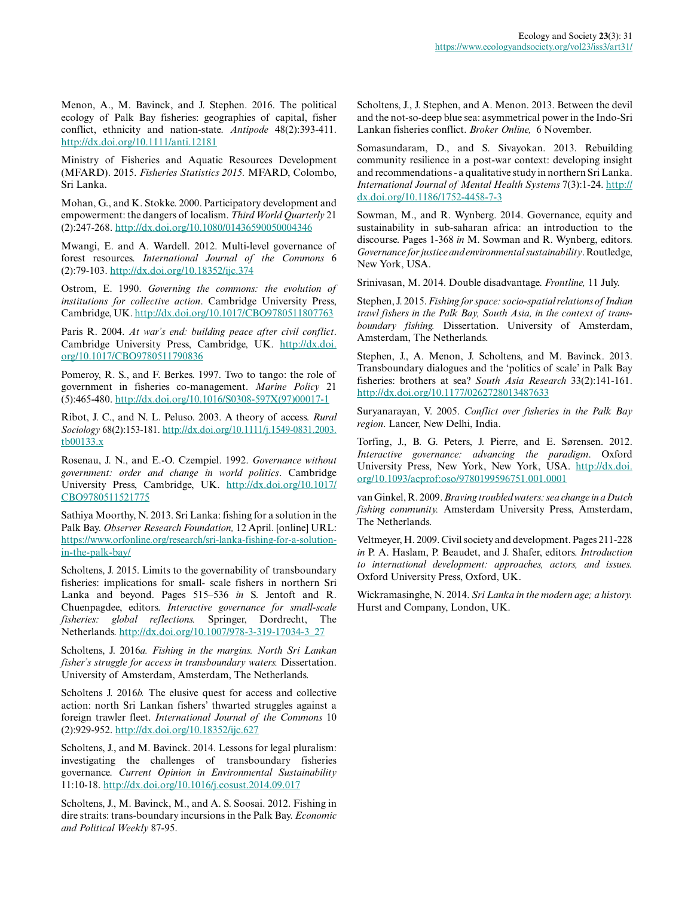Menon, A., M. Bavinck, and J. Stephen. 2016. The political ecology of Palk Bay fisheries: geographies of capital, fisher conflict, ethnicity and nation-state. *Antipode* 48(2):393-411. http://dx.doi.org/10.1111/anti.12181

Ministry of Fisheries and Aquatic Resources Development (MFARD). 2015. *Fisheries Statistics 2015*. MFARD, Colombo, Sri Lanka.

Mohan, G., and K. Stokke. 2000. Participatory development and empowerment: the dangers of localism. *Third World Quarterly* 21 (2):247-268. http://dx.doi.org/10.1080/01436590050004346

Mwangi, E. and A. Wardell. 2012. Multi-level governance of forest resources. *International Journal of the Commons* 6 (2):79-103. http://dx.doi.org/10.18352/ijc.374

Ostrom, E. 1990. *Governing the commons: the evolution of institutions for collective action*. Cambridge University Press, Cambridge, UK. http://dx.doi.org/10.1017/CBO9780511807763

Paris R. 2004. *At war's end: building peace after civil conflict*. Cambridge University Press, Cambridge, UK. http://dx.doi.org/10.1017/CBO9780511790836

Pomeroy, R. S., and F. Berkes. 1997. Two to tango: the role of government in fisheries co-management. *Marine Policy* 21 (5):465-480. http://dx.doi.org/10.1016/S0308-597X(97)00017-1

Ribot, J. C., and N. L. Peluso. 2003. A theory of access. *Rural Sociology* 68(2):153-181. http://dx.doi.org/10.1111/j.1549-0831.2003.tb00133.x

Rosenau, J. N., and E.-O. Czempiel. 1992. *Governance without government: order and change in world politics*. Cambridge University Press, Cambridge, UK. http://dx.doi.org/10.1017/CBO9780511521775

Sathiya Moorthy, N. 2013. Sri Lanka: fishing for a solution in the Palk Bay. *Observer Research Foundation,* 12 April. [online] URL: https://www.orfonline.org/research/sri-lanka-fishing-for-a-solution-in-the-palk-bay/

Scholtens, J. 2015. Limits to the governability of transboundary fisheries: implications for small- scale fishers in northern Sri Lanka and beyond. Pages 515–536 *in* S. Jentoft and R. Chuenpagdee, editors. *Interactive governance for small-scale fisheries: global reflections.* Springer, Dordrecht, The Netherlands. http://dx.doi.org/10.1007/978-3-319-17034-3_27

Scholtens, J. 2016*a*. *Fishing in the margins. North Sri Lankan fisher's struggle for access in transboundary waters.* Dissertation. University of Amsterdam, Amsterdam, The Netherlands.

Scholtens J. 2016*b*. The elusive quest for access and collective action: north Sri Lankan fishers' thwarted struggles against a foreign trawler fleet. *International Journal of the Commons* 10 (2):929-952. http://dx.doi.org/10.18352/ijc.627

Scholtens, J., and M. Bavinck. 2014. Lessons for legal pluralism: investigating the challenges of transboundary fisheries governance. *Current Opinion in Environmental Sustainability* 11:10-18. http://dx.doi.org/10.1016/j.cosust.2014.09.017

Scholtens, J., M. Bavinck, M., and A. S. Soosai. 2012. Fishing in dire straits: trans-boundary incursions in the Palk Bay. *Economic and Political Weekly* 87-95.

Scholtens, J., J. Stephen, and A. Menon. 2013. Between the devil and the not-so-deep blue sea: asymmetrical power in the Indo-Sri Lankan fisheries conflict. *Broker Online,* 6 November.

Somasundaram, D., and S. Sivayokan. 2013. Rebuilding community resilience in a post-war context: developing insight and recommendations - a qualitative study in northern Sri Lanka. *International Journal of Mental Health Systems* 7(3):1-24. http://dx.doi.org/10.1186/1752-4458-7-3

Sowman, M., and R. Wynberg. 2014. Governance, equity and sustainability in sub-saharan africa: an introduction to the discourse. Pages 1-368 *in* M. Sowman and R. Wynberg, editors. *Governance for justice and environmental sustainability*. Routledge, New York, USA.

Srinivasan, M. 2014. Double disadvantage. *Frontline,* 11 July.

Stephen, J. 2015. *Fishing for space: socio-spatial relations of Indian trawl fishers in the Palk Bay, South Asia, in the context of transboundary fishing.* Dissertation. University of Amsterdam, Amsterdam, The Netherlands.

Stephen, J., A. Menon, J. Scholtens, and M. Bavinck. 2013. Transboundary dialogues and the 'politics of scale' in Palk Bay fisheries: brothers at sea? *South Asia Research* 33(2):141-161. http://dx.doi.org/10.1177/0262728013487633

Suryanarayan, V. 2005. *Conflict over fisheries in the Palk Bay region*. Lancer, New Delhi, India.

Torfing, J., B. G. Peters, J. Pierre, and E. Sørensen. 2012. *Interactive governance: advancing the paradigm*. Oxford University Press, New York, New York, USA. http://dx.doi.org/10.1093/acprof:oso/9780199596751.001.0001

van Ginkel, R. 2009. *Braving troubled waters: sea change in a Dutch fishing community.* Amsterdam University Press, Amsterdam, The Netherlands.

Veltmeyer, H. 2009. Civil society and development. Pages 211-228 *in* P. A. Haslam, P. Beaudet, and J. Shafer, editors. *Introduction to international development: approaches, actors, and issues.* Oxford University Press, Oxford, UK.

Wickramasinghe, N. 2014. *Sri Lanka in the modern age; a history.* Hurst and Company, London, UK.